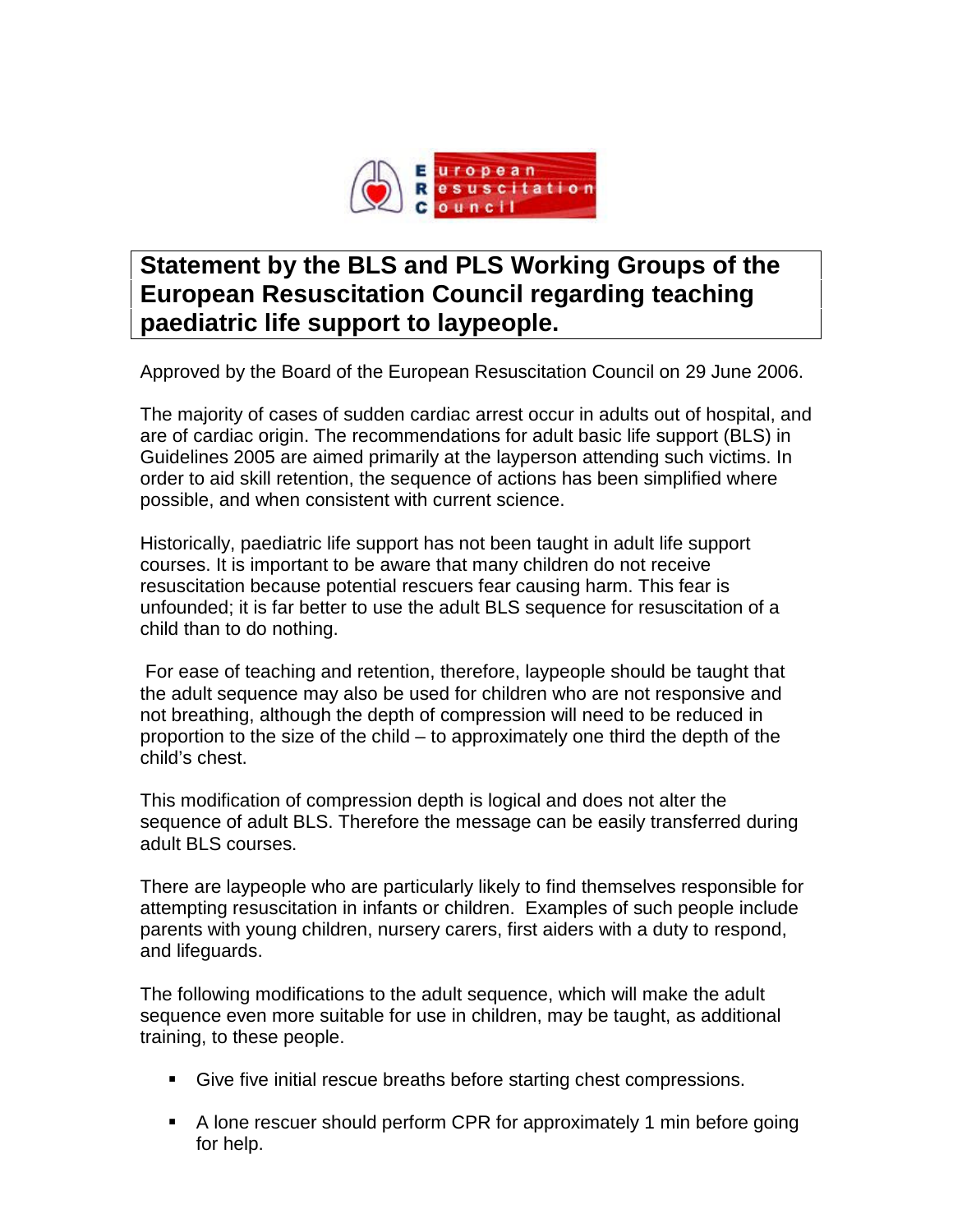# Statement by the BLS and PLS Working Groups of the European Resuscitation Council regarding teaching paediatric life support to laypeople.

Approved by the Board of the European Resuscitation Council on 29 June 2006.

The majority of cases of sudden cardiac arrest occur in adults out of hospital, and are of cardiac origin. The recommendations for adult basic life support (BLS) in Guidelines 2005 are aimed primarily at the layperson attending such victims. In order to aid skill retention, the sequence of actions has been simplified where possible, and when consistent with current science.

Historically, paediatric life support has not been taught in adult life support courses. It is important to be aware that many children do not receive resuscitation because potential rescuers fear causing harm. This fear is unfounded; it is far better to use the adult BLS sequence for resuscitation of a child than to do nothing.

For ease of teaching and retention, therefore, laypeople should be taught that the adult sequence may also be used for children who are not responsive and not breathing, although the depth of compression will need to be reduced in proportion to the size of the child – to approximately one third the depth of the child's chest.

This modification of compression depth is logical and does not alter the sequence of adult BLS. Therefore the message can be easily transferred during adult BLS courses.

There are laypeople who are particularly likely to find themselves responsible for attempting resuscitation in infants or children. Examples of such people include parents with young children, nursery carers, first aiders with a duty to respond, and lifeguards.

The following modifications to the adult sequence, which will make the adult sequence even more suitable for use in children, may be taught, as additional training, to these people.

- Give five initial rescue breaths before starting chest compressions.
- A lone rescuer should perform CPR for approximately 1 min before going for help.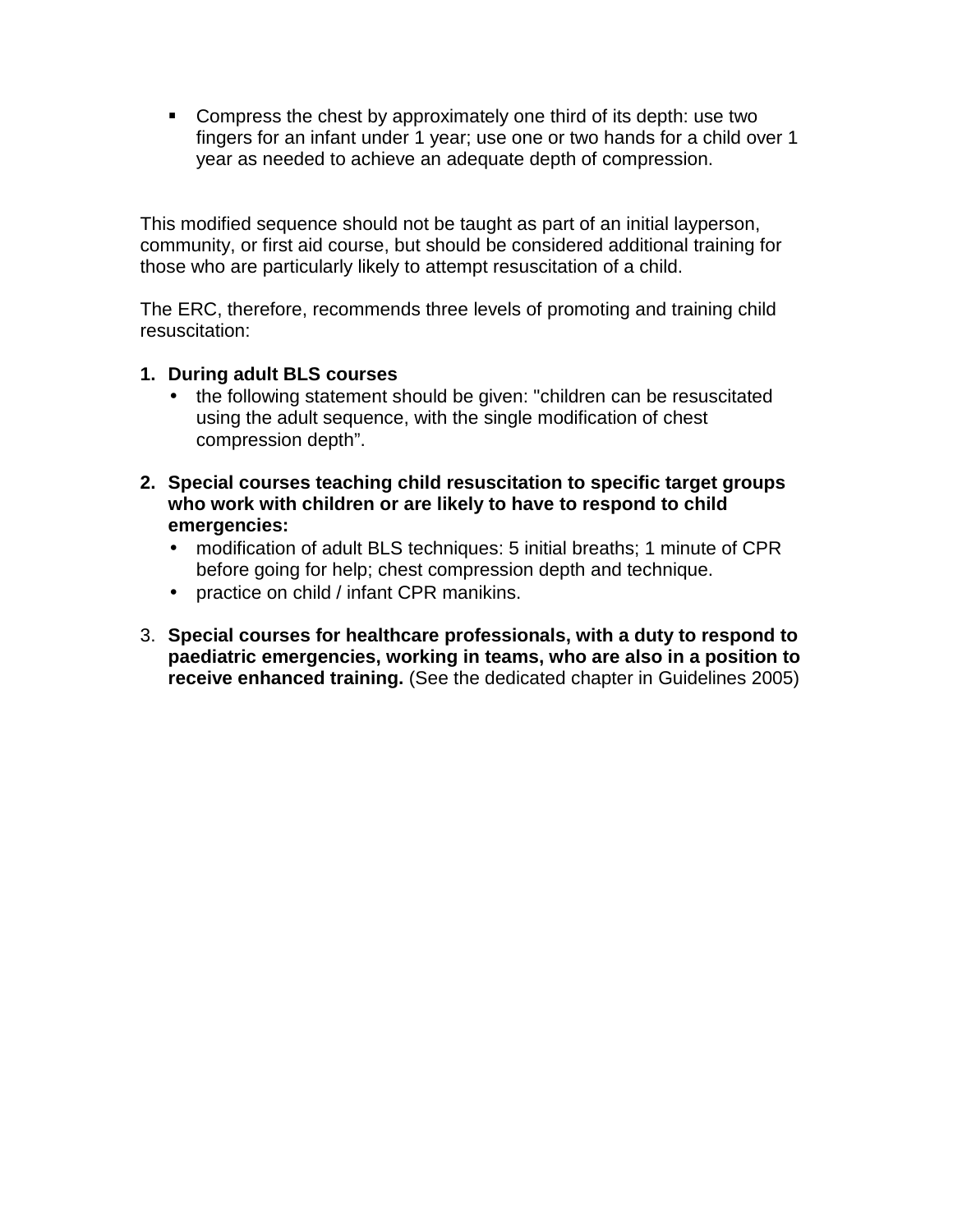- Compress the chest by approximately one third of its depth: use two fingers for an infant under 1 year; use one or two hands for a child over 1 year as needed to achieve an adequate depth of compression.

This modified sequence should not be taught as part of an initial layperson, community, or first aid course, but should be considered additional training for those who are particularly likely to attempt resuscitation of a child.

The ERC, therefore, recommends three levels of promoting and training child resuscitation:

1. **During adult BLS courses**
   - the following statement should be given: "children can be resuscitated using the adult sequence, with the single modification of chest compression depth".

2. **Special courses teaching child resuscitation to specific target groups who work with children or are likely to have to respond to child emergencies:**
   - modification of adult BLS techniques: 5 initial breaths; 1 minute of CPR before going for help; chest compression depth and technique.
   - practice on child / infant CPR manikins.

3. **Special courses for healthcare professionals, with a duty to respond to paediatric emergencies, working in teams, who are also in a position to receive enhanced training.** (See the dedicated chapter in Guidelines 2005)